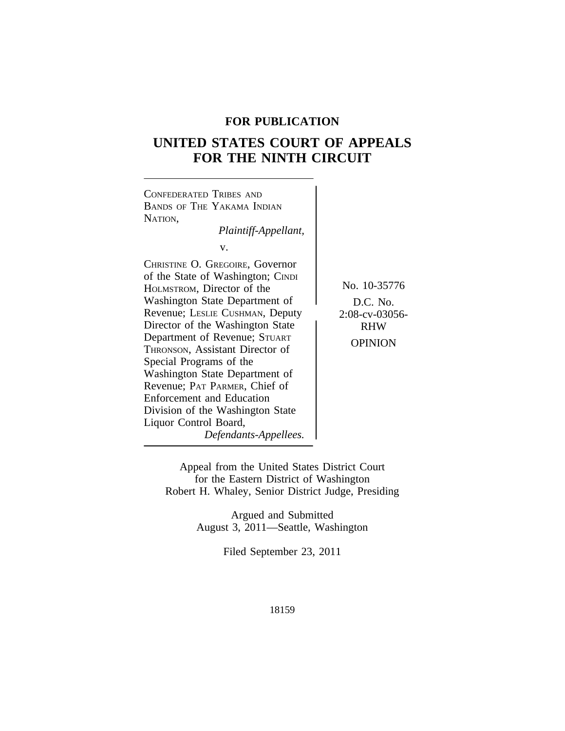**FOR PUBLICATION**

# UNITED STATES COURT OF APPEALS FOR THE NINTH CIRCUIT

CONFEDERATED TRIBES AND BANDS OF THE YAKAMA INDIAN NATION,
*Plaintiff-Appellant,*

v.

CHRISTINE O. GREGOIRE, Governor of the State of Washington; CINDI HOLMSTROM, Director of the Washington State Department of Revenue; LESLIE CUSHMAN, Deputy Director of the Washington State Department of Revenue; STUART THRONSON, Assistant Director of Special Programs of the Washington State Department of Revenue; PAT PARMER, Chief of Enforcement and Education Division of the Washington State Liquor Control Board,
*Defendants-Appellees.*

No. 10-35776

D.C. No. 2:08-cv-03056-RHW

OPINION

Appeal from the United States District Court for the Eastern District of Washington
Robert H. Whaley, Senior District Judge, Presiding

Argued and Submitted
August 3, 2011—Seattle, Washington

Filed September 23, 2011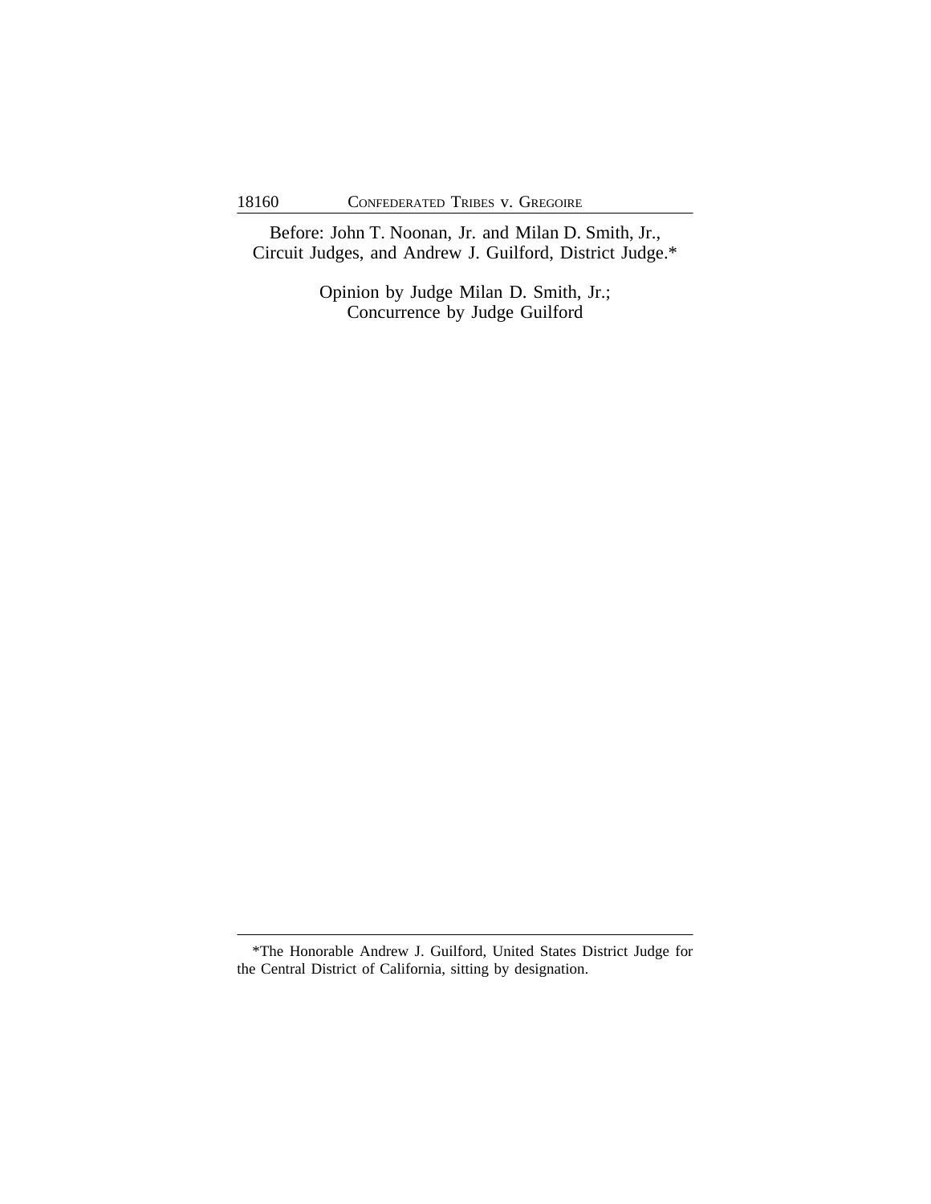Before: John T. Noonan, Jr. and Milan D. Smith, Jr., Circuit Judges, and Andrew J. Guilford, District Judge.*

Opinion by Judge Milan D. Smith, Jr.;
Concurrence by Judge Guilford

---

*The Honorable Andrew J. Guilford, United States District Judge for the Central District of California, sitting by designation.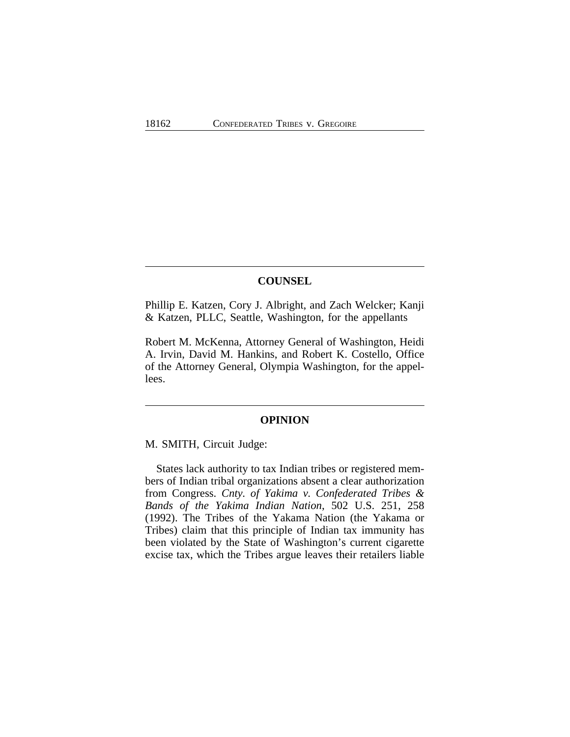## COUNSEL

Phillip E. Katzen, Cory J. Albright, and Zach Welcker; Kanji & Katzen, PLLC, Seattle, Washington, for the appellants

Robert M. McKenna, Attorney General of Washington, Heidi A. Irvin, David M. Hankins, and Robert K. Costello, Office of the Attorney General, Olympia Washington, for the appellees.

## OPINION

M. SMITH, Circuit Judge:

States lack authority to tax Indian tribes or registered members of Indian tribal organizations absent a clear authorization from Congress. *Cnty. of Yakima v. Confederated Tribes & Bands of the Yakima Indian Nation*, 502 U.S. 251, 258 (1992). The Tribes of the Yakama Nation (the Yakama or Tribes) claim that this principle of Indian tax immunity has been violated by the State of Washington's current cigarette excise tax, which the Tribes argue leaves their retailers liable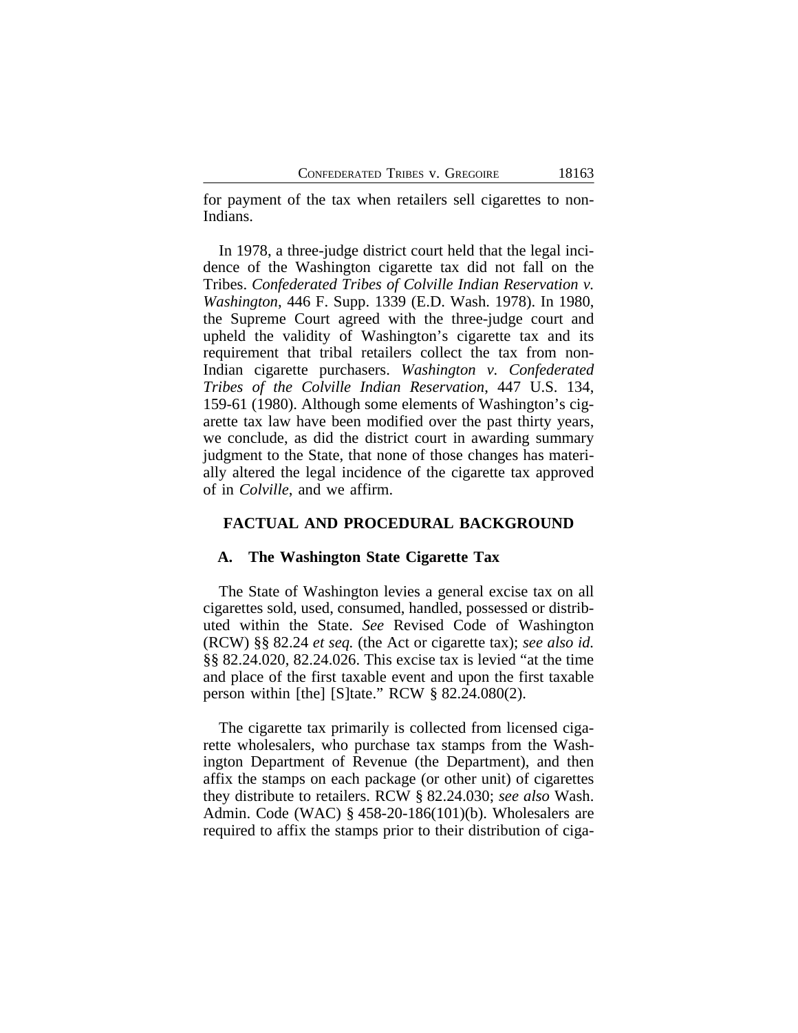for payment of the tax when retailers sell cigarettes to non-Indians.

In 1978, a three-judge district court held that the legal incidence of the Washington cigarette tax did not fall on the Tribes. *Confederated Tribes of Colville Indian Reservation v. Washington*, 446 F. Supp. 1339 (E.D. Wash. 1978). In 1980, the Supreme Court agreed with the three-judge court and upheld the validity of Washington's cigarette tax and its requirement that tribal retailers collect the tax from non-Indian cigarette purchasers. *Washington v. Confederated Tribes of the Colville Indian Reservation*, 447 U.S. 134, 159-61 (1980). Although some elements of Washington's cigarette tax law have been modified over the past thirty years, we conclude, as did the district court in awarding summary judgment to the State, that none of those changes has materially altered the legal incidence of the cigarette tax approved of in *Colville*, and we affirm.

## FACTUAL AND PROCEDURAL BACKGROUND

### A. The Washington State Cigarette Tax

The State of Washington levies a general excise tax on all cigarettes sold, used, consumed, handled, possessed or distributed within the State. *See* Revised Code of Washington (RCW) §§ 82.24 *et seq.* (the Act or cigarette tax); *see also id.* §§ 82.24.020, 82.24.026. This excise tax is levied "at the time and place of the first taxable event and upon the first taxable person within [the] [S]tate." RCW § 82.24.080(2).

The cigarette tax primarily is collected from licensed cigarette wholesalers, who purchase tax stamps from the Washington Department of Revenue (the Department), and then affix the stamps on each package (or other unit) of cigarettes they distribute to retailers. RCW § 82.24.030; *see also* Wash. Admin. Code (WAC) § 458-20-186(101)(b). Wholesalers are required to affix the stamps prior to their distribution of ciga-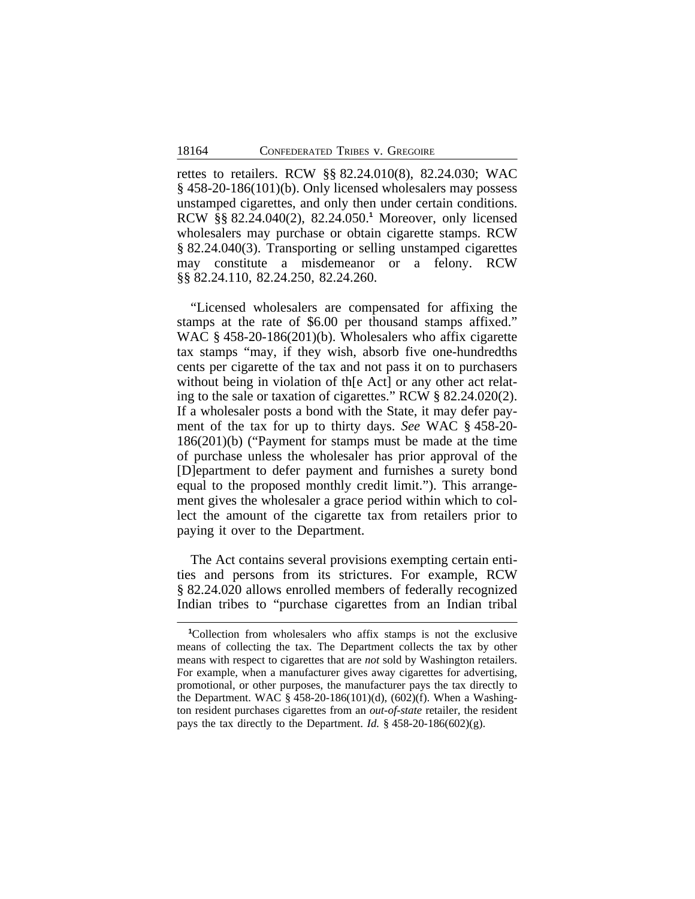rettes to retailers. RCW §§ 82.24.010(8), 82.24.030; WAC § 458-20-186(101)(b). Only licensed wholesalers may possess unstamped cigarettes, and only then under certain conditions. RCW §§ 82.24.040(2), 82.24.050.[1] Moreover, only licensed wholesalers may purchase or obtain cigarette stamps. RCW § 82.24.040(3). Transporting or selling unstamped cigarettes may constitute a misdemeanor or a felony. RCW §§ 82.24.110, 82.24.250, 82.24.260.

"Licensed wholesalers are compensated for affixing the stamps at the rate of $6.00 per thousand stamps affixed." WAC § 458-20-186(201)(b). Wholesalers who affix cigarette tax stamps "may, if they wish, absorb five one-hundredths cents per cigarette of the tax and not pass it on to purchasers without being in violation of th[e Act] or any other act relating to the sale or taxation of cigarettes." RCW § 82.24.020(2). If a wholesaler posts a bond with the State, it may defer payment of the tax for up to thirty days. *See* WAC § 458-20-186(201)(b) ("Payment for stamps must be made at the time of purchase unless the wholesaler has prior approval of the [D]epartment to defer payment and furnishes a surety bond equal to the proposed monthly credit limit."). This arrangement gives the wholesaler a grace period within which to collect the amount of the cigarette tax from retailers prior to paying it over to the Department.

The Act contains several provisions exempting certain entities and persons from its strictures. For example, RCW § 82.24.020 allows enrolled members of federally recognized Indian tribes to "purchase cigarettes from an Indian tribal

---

[1] Collection from wholesalers who affix stamps is not the exclusive means of collecting the tax. The Department collects the tax by other means with respect to cigarettes that are *not* sold by Washington retailers. For example, when a manufacturer gives away cigarettes for advertising, promotional, or other purposes, the manufacturer pays the tax directly to the Department. WAC § 458-20-186(101)(d), (602)(f). When a Washington resident purchases cigarettes from an *out-of-state* retailer, the resident pays the tax directly to the Department. *Id.* § 458-20-186(602)(g).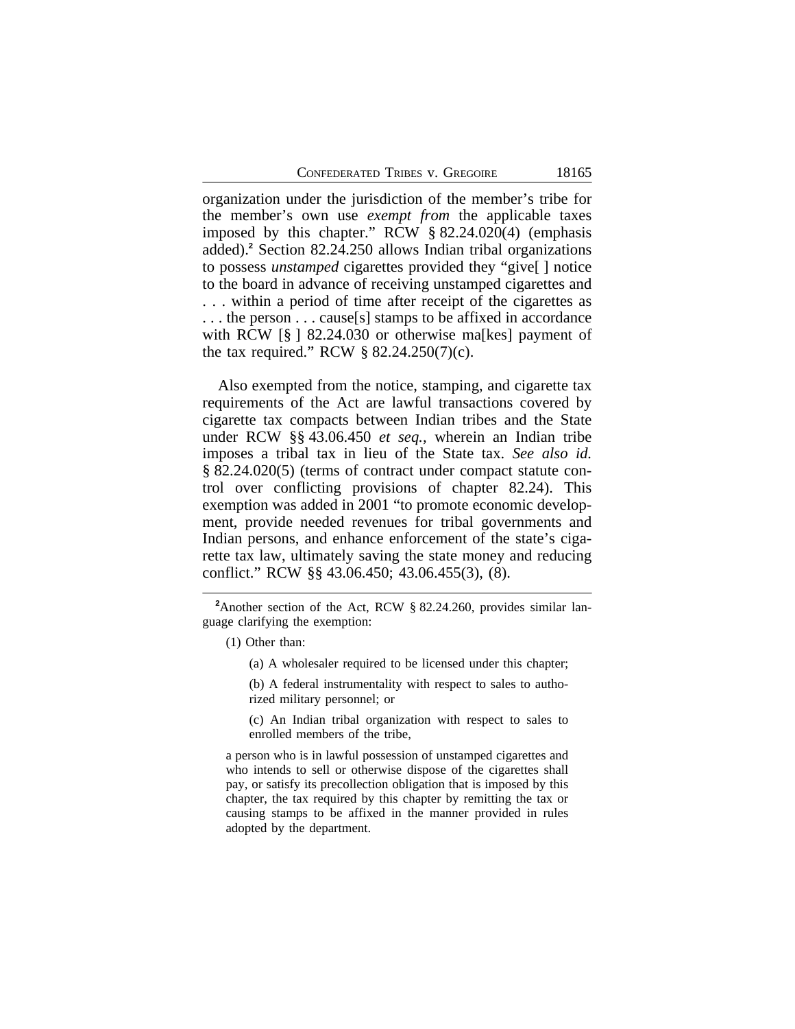organization under the jurisdiction of the member's tribe for the member's own use *exempt from* the applicable taxes imposed by this chapter." RCW § 82.24.020(4) (emphasis added).[2] Section 82.24.250 allows Indian tribal organizations to possess *unstamped* cigarettes provided they "give[ ] notice to the board in advance of receiving unstamped cigarettes and . . . within a period of time after receipt of the cigarettes as . . . the person . . . cause[s] stamps to be affixed in accordance with RCW [§ ] 82.24.030 or otherwise ma[kes] payment of the tax required." RCW § 82.24.250(7)(c).

Also exempted from the notice, stamping, and cigarette tax requirements of the Act are lawful transactions covered by cigarette tax compacts between Indian tribes and the State under RCW §§ 43.06.450 *et seq.*, wherein an Indian tribe imposes a tribal tax in lieu of the State tax. *See also id.* § 82.24.020(5) (terms of contract under compact statute control over conflicting provisions of chapter 82.24). This exemption was added in 2001 "to promote economic development, provide needed revenues for tribal governments and Indian persons, and enhance enforcement of the state's cigarette tax law, ultimately saving the state money and reducing conflict." RCW §§ 43.06.450; 43.06.455(3), (8).

---

[2]Another section of the Act, RCW § 82.24.260, provides similar language clarifying the exemption:

> (1) Other than:
>
> (a) A wholesaler required to be licensed under this chapter;
>
> (b) A federal instrumentality with respect to sales to authorized military personnel; or
>
> (c) An Indian tribal organization with respect to sales to enrolled members of the tribe,
>
> a person who is in lawful possession of unstamped cigarettes and who intends to sell or otherwise dispose of the cigarettes shall pay, or satisfy its precollection obligation that is imposed by this chapter, the tax required by this chapter by remitting the tax or causing stamps to be affixed in the manner provided in rules adopted by the department.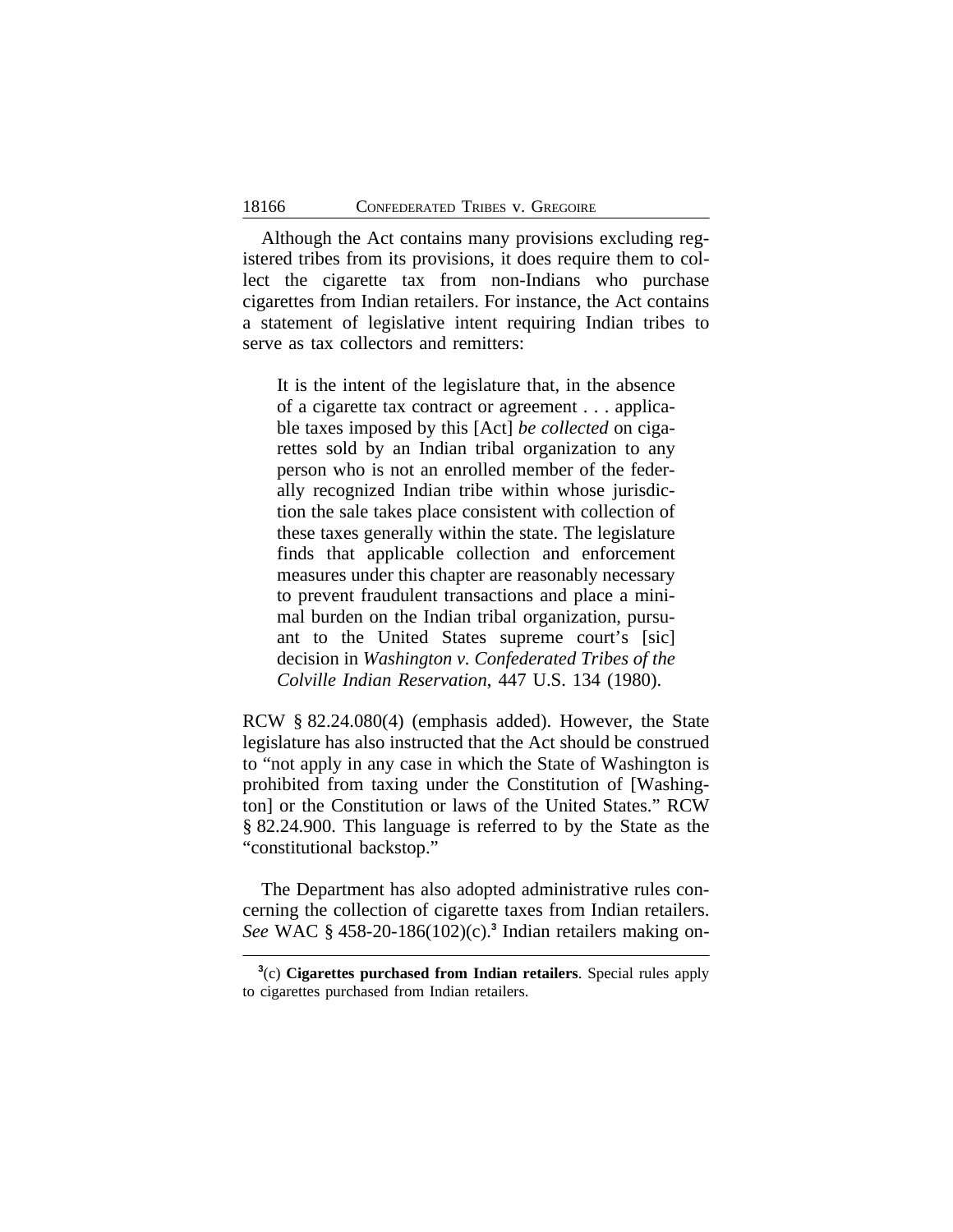Although the Act contains many provisions excluding registered tribes from its provisions, it does require them to collect the cigarette tax from non-Indians who purchase cigarettes from Indian retailers. For instance, the Act contains a statement of legislative intent requiring Indian tribes to serve as tax collectors and remitters:

> It is the intent of the legislature that, in the absence of a cigarette tax contract or agreement . . . applicable taxes imposed by this [Act] *be collected* on cigarettes sold by an Indian tribal organization to any person who is not an enrolled member of the federally recognized Indian tribe within whose jurisdiction the sale takes place consistent with collection of these taxes generally within the state. The legislature finds that applicable collection and enforcement measures under this chapter are reasonably necessary to prevent fraudulent transactions and place a minimal burden on the Indian tribal organization, pursuant to the United States supreme court's [sic] decision in *Washington v. Confederated Tribes of the Colville Indian Reservation*, 447 U.S. 134 (1980).

RCW § 82.24.080(4) (emphasis added). However, the State legislature has also instructed that the Act should be construed to "not apply in any case in which the State of Washington is prohibited from taxing under the Constitution of [Washington] or the Constitution or laws of the United States." RCW § 82.24.900. This language is referred to by the State as the "constitutional backstop."

The Department has also adopted administrative rules concerning the collection of cigarette taxes from Indian retailers. *See* WAC § 458-20-186(102)(c).[3] Indian retailers making on-

---

[3](c) **Cigarettes purchased from Indian retailers**. Special rules apply to cigarettes purchased from Indian retailers.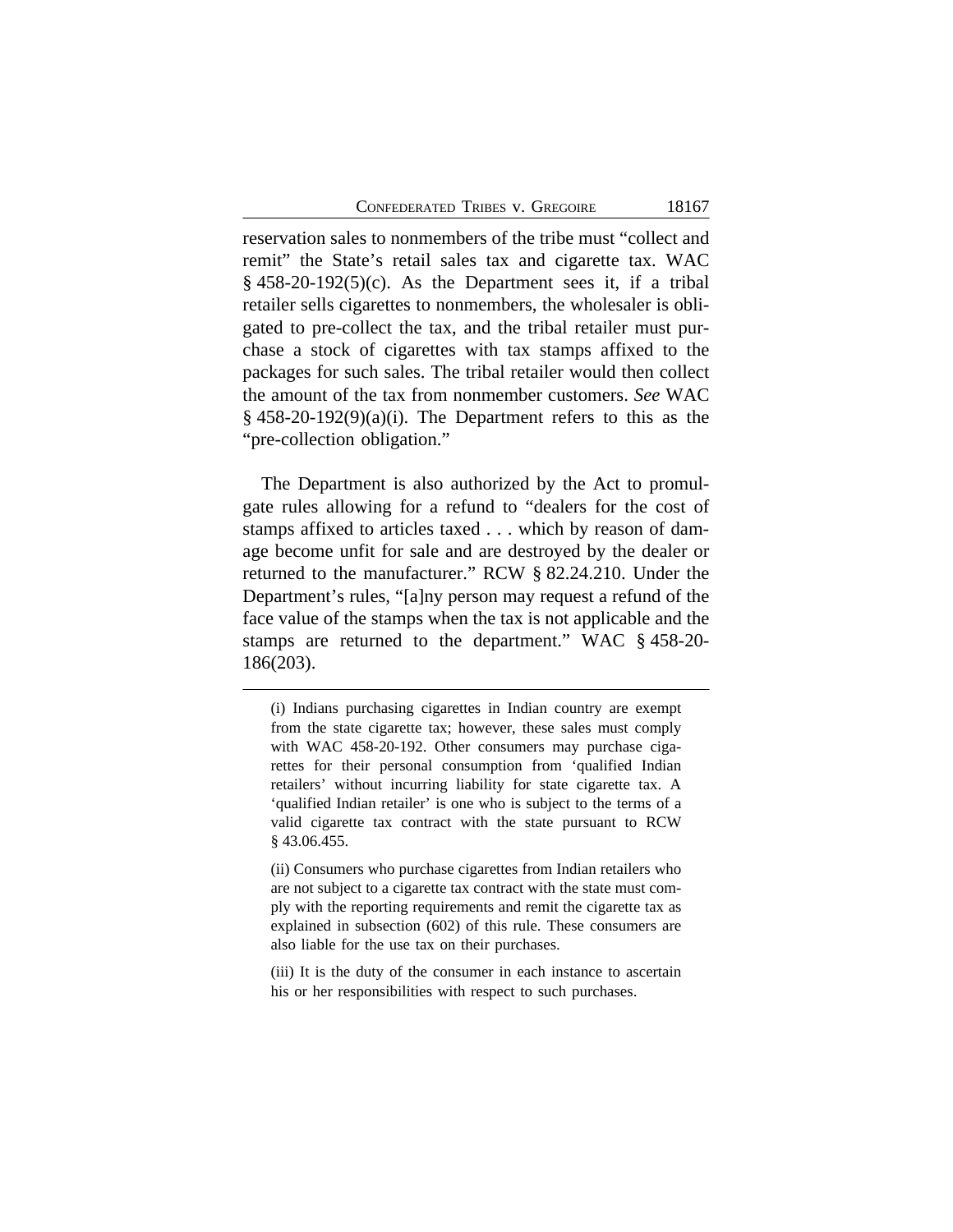reservation sales to nonmembers of the tribe must "collect and remit" the State's retail sales tax and cigarette tax. WAC § 458-20-192(5)(c). As the Department sees it, if a tribal retailer sells cigarettes to nonmembers, the wholesaler is obligated to pre-collect the tax, and the tribal retailer must purchase a stock of cigarettes with tax stamps affixed to the packages for such sales. The tribal retailer would then collect the amount of the tax from nonmember customers. *See* WAC § 458-20-192(9)(a)(i). The Department refers to this as the "pre-collection obligation."

The Department is also authorized by the Act to promulgate rules allowing for a refund to "dealers for the cost of stamps affixed to articles taxed . . . which by reason of damage become unfit for sale and are destroyed by the dealer or returned to the manufacturer." RCW § 82.24.210. Under the Department's rules, "[a]ny person may request a refund of the face value of the stamps when the tax is not applicable and the stamps are returned to the department." WAC § 458-20-186(203).

---

(i) Indians purchasing cigarettes in Indian country are exempt from the state cigarette tax; however, these sales must comply with WAC 458-20-192. Other consumers may purchase cigarettes for their personal consumption from 'qualified Indian retailers' without incurring liability for state cigarette tax. A 'qualified Indian retailer' is one who is subject to the terms of a valid cigarette tax contract with the state pursuant to RCW § 43.06.455.

(ii) Consumers who purchase cigarettes from Indian retailers who are not subject to a cigarette tax contract with the state must comply with the reporting requirements and remit the cigarette tax as explained in subsection (602) of this rule. These consumers are also liable for the use tax on their purchases.

(iii) It is the duty of the consumer in each instance to ascertain his or her responsibilities with respect to such purchases.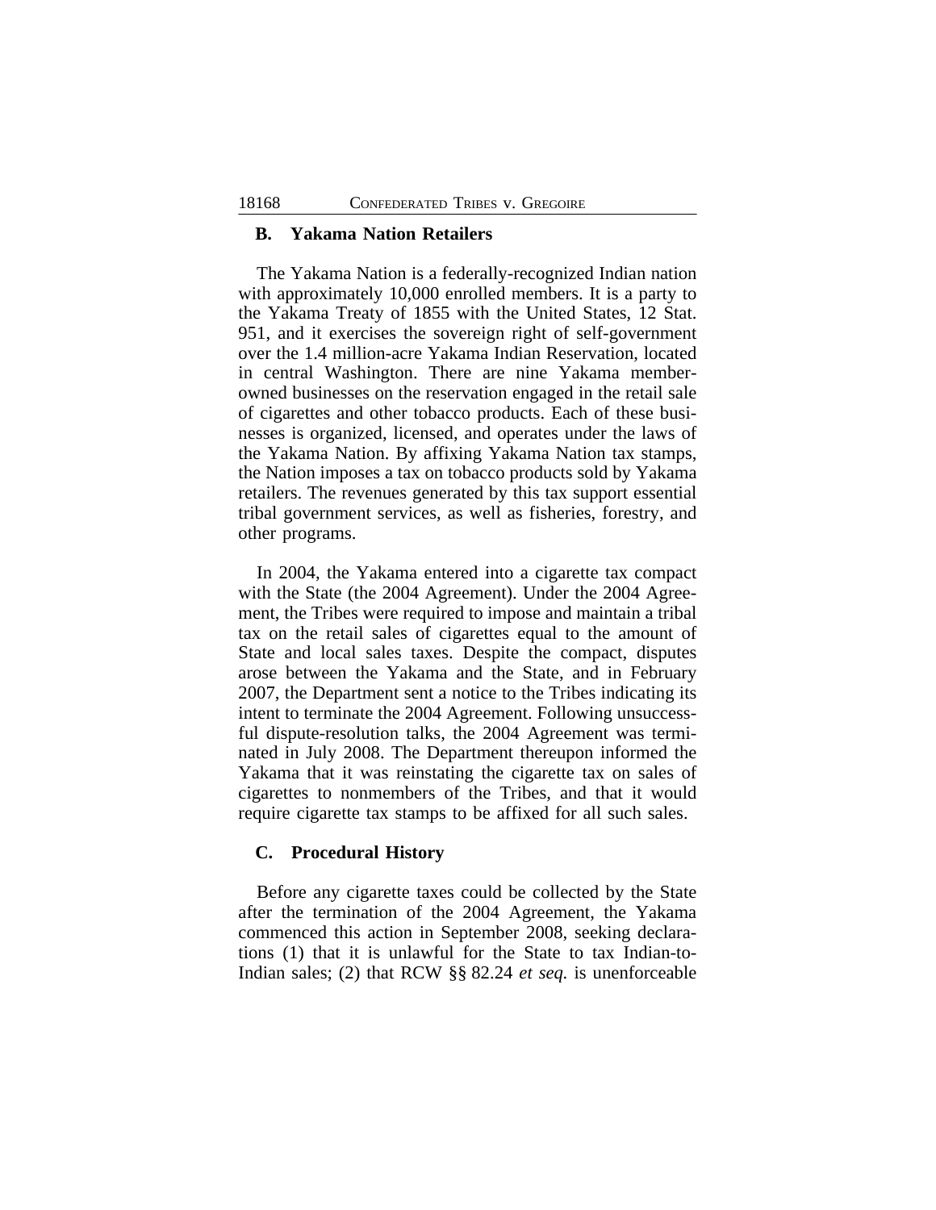### B. Yakama Nation Retailers

The Yakama Nation is a federally-recognized Indian nation with approximately 10,000 enrolled members. It is a party to the Yakama Treaty of 1855 with the United States, 12 Stat. 951, and it exercises the sovereign right of self-government over the 1.4 million-acre Yakama Indian Reservation, located in central Washington. There are nine Yakama member-owned businesses on the reservation engaged in the retail sale of cigarettes and other tobacco products. Each of these businesses is organized, licensed, and operates under the laws of the Yakama Nation. By affixing Yakama Nation tax stamps, the Nation imposes a tax on tobacco products sold by Yakama retailers. The revenues generated by this tax support essential tribal government services, as well as fisheries, forestry, and other programs.

In 2004, the Yakama entered into a cigarette tax compact with the State (the 2004 Agreement). Under the 2004 Agreement, the Tribes were required to impose and maintain a tribal tax on the retail sales of cigarettes equal to the amount of State and local sales taxes. Despite the compact, disputes arose between the Yakama and the State, and in February 2007, the Department sent a notice to the Tribes indicating its intent to terminate the 2004 Agreement. Following unsuccessful dispute-resolution talks, the 2004 Agreement was terminated in July 2008. The Department thereupon informed the Yakama that it was reinstating the cigarette tax on sales of cigarettes to nonmembers of the Tribes, and that it would require cigarette tax stamps to be affixed for all such sales.

### C. Procedural History

Before any cigarette taxes could be collected by the State after the termination of the 2004 Agreement, the Yakama commenced this action in September 2008, seeking declarations (1) that it is unlawful for the State to tax Indian-to-Indian sales; (2) that RCW §§ 82.24 *et seq.* is unenforceable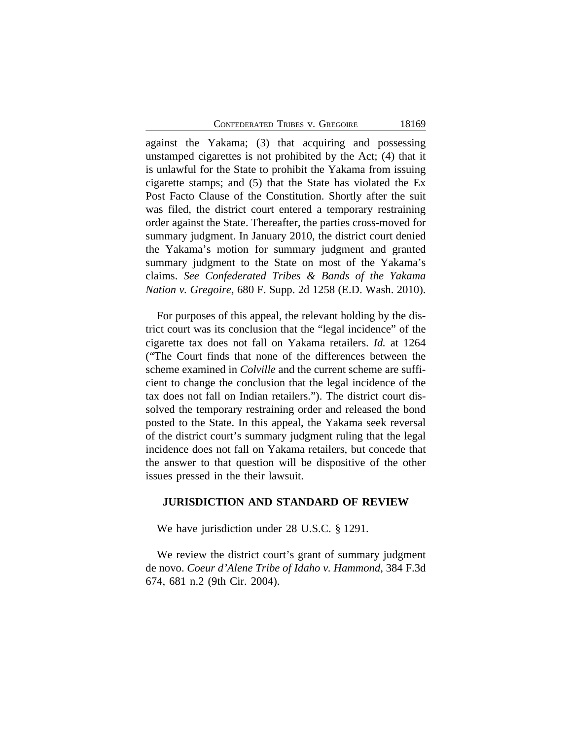against the Yakama; (3) that acquiring and possessing unstamped cigarettes is not prohibited by the Act; (4) that it is unlawful for the State to prohibit the Yakama from issuing cigarette stamps; and (5) that the State has violated the Ex Post Facto Clause of the Constitution. Shortly after the suit was filed, the district court entered a temporary restraining order against the State. Thereafter, the parties cross-moved for summary judgment. In January 2010, the district court denied the Yakama's motion for summary judgment and granted summary judgment to the State on most of the Yakama's claims. *See Confederated Tribes & Bands of the Yakama Nation v. Gregoire*, 680 F. Supp. 2d 1258 (E.D. Wash. 2010).

For purposes of this appeal, the relevant holding by the district court was its conclusion that the "legal incidence" of the cigarette tax does not fall on Yakama retailers. *Id.* at 1264 ("The Court finds that none of the differences between the scheme examined in *Colville* and the current scheme are sufficient to change the conclusion that the legal incidence of the tax does not fall on Indian retailers."). The district court dissolved the temporary restraining order and released the bond posted to the State. In this appeal, the Yakama seek reversal of the district court's summary judgment ruling that the legal incidence does not fall on Yakama retailers, but concede that the answer to that question will be dispositive of the other issues pressed in the their lawsuit.

## JURISDICTION AND STANDARD OF REVIEW

We have jurisdiction under 28 U.S.C. § 1291.

We review the district court's grant of summary judgment de novo. *Coeur d'Alene Tribe of Idaho v. Hammond*, 384 F.3d 674, 681 n.2 (9th Cir. 2004).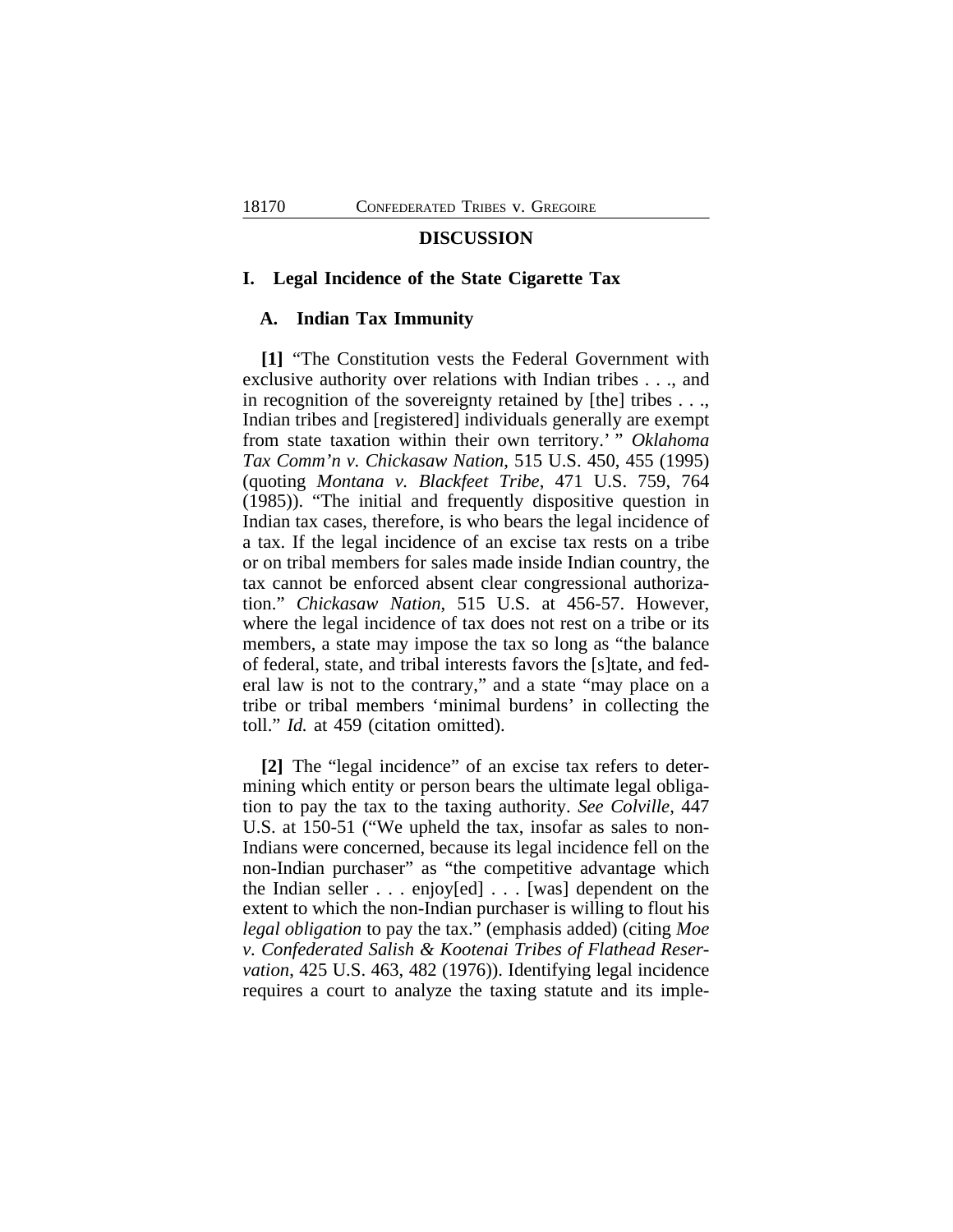## DISCUSSION

### I. Legal Incidence of the State Cigarette Tax

#### A. Indian Tax Immunity

**[1]** "The Constitution vests the Federal Government with exclusive authority over relations with Indian tribes . . ., and in recognition of the sovereignty retained by [the] tribes . . ., Indian tribes and [registered] individuals generally are exempt from state taxation within their own territory.' " *Oklahoma Tax Comm'n v. Chickasaw Nation*, 515 U.S. 450, 455 (1995) (quoting *Montana v. Blackfeet Tribe*, 471 U.S. 759, 764 (1985)). "The initial and frequently dispositive question in Indian tax cases, therefore, is who bears the legal incidence of a tax. If the legal incidence of an excise tax rests on a tribe or on tribal members for sales made inside Indian country, the tax cannot be enforced absent clear congressional authorization." *Chickasaw Nation*, 515 U.S. at 456-57. However, where the legal incidence of tax does not rest on a tribe or its members, a state may impose the tax so long as "the balance of federal, state, and tribal interests favors the [s]tate, and federal law is not to the contrary," and a state "may place on a tribe or tribal members 'minimal burdens' in collecting the toll." *Id.* at 459 (citation omitted).

**[2]** The "legal incidence" of an excise tax refers to determining which entity or person bears the ultimate legal obligation to pay the tax to the taxing authority. *See Colville*, 447 U.S. at 150-51 ("We upheld the tax, insofar as sales to non-Indians were concerned, because its legal incidence fell on the non-Indian purchaser" as "the competitive advantage which the Indian seller . . . enjoy[ed] . . . [was] dependent on the extent to which the non-Indian purchaser is willing to flout his *legal obligation* to pay the tax." (emphasis added) (citing *Moe v. Confederated Salish & Kootenai Tribes of Flathead Reservation*, 425 U.S. 463, 482 (1976)). Identifying legal incidence requires a court to analyze the taxing statute and its imple-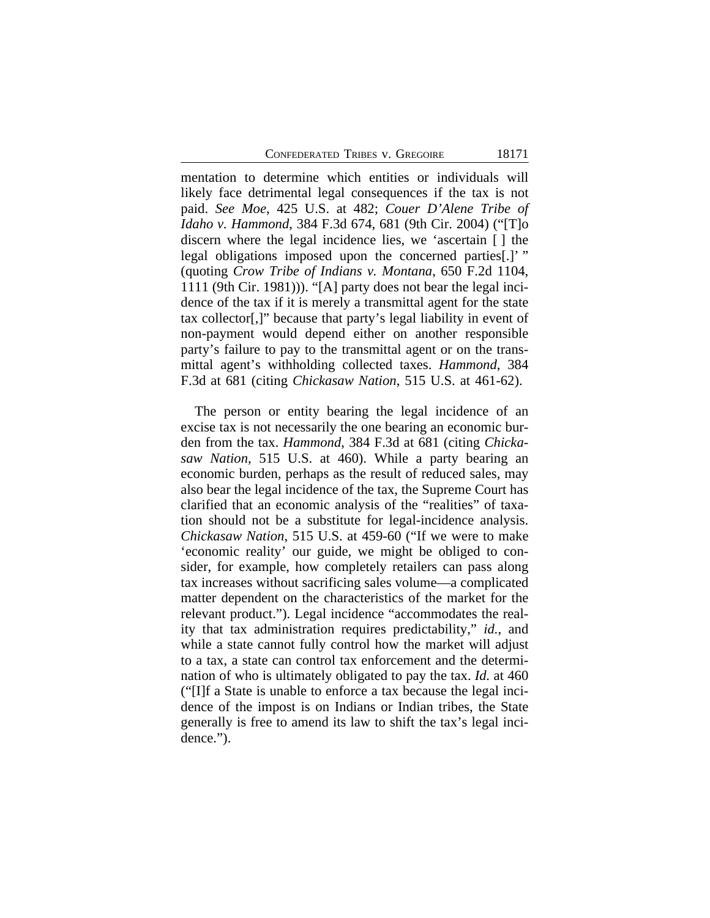mentation to determine which entities or individuals will likely face detrimental legal consequences if the tax is not paid. *See Moe*, 425 U.S. at 482; *Couer D'Alene Tribe of Idaho v. Hammond*, 384 F.3d 674, 681 (9th Cir. 2004) ("[T]o discern where the legal incidence lies, we 'ascertain [ ] the legal obligations imposed upon the concerned parties[.]' " (quoting *Crow Tribe of Indians v. Montana*, 650 F.2d 1104, 1111 (9th Cir. 1981))). "[A] party does not bear the legal incidence of the tax if it is merely a transmittal agent for the state tax collector[,]" because that party's legal liability in event of non-payment would depend either on another responsible party's failure to pay to the transmittal agent or on the transmittal agent's withholding collected taxes. *Hammond*, 384 F.3d at 681 (citing *Chickasaw Nation*, 515 U.S. at 461-62).

The person or entity bearing the legal incidence of an excise tax is not necessarily the one bearing an economic burden from the tax. *Hammond*, 384 F.3d at 681 (citing *Chickasaw Nation*, 515 U.S. at 460). While a party bearing an economic burden, perhaps as the result of reduced sales, may also bear the legal incidence of the tax, the Supreme Court has clarified that an economic analysis of the "realities" of taxation should not be a substitute for legal-incidence analysis. *Chickasaw Nation*, 515 U.S. at 459-60 ("If we were to make 'economic reality' our guide, we might be obliged to consider, for example, how completely retailers can pass along tax increases without sacrificing sales volume—a complicated matter dependent on the characteristics of the market for the relevant product."). Legal incidence "accommodates the reality that tax administration requires predictability," *id.*, and while a state cannot fully control how the market will adjust to a tax, a state can control tax enforcement and the determination of who is ultimately obligated to pay the tax. *Id.* at 460 ("[I]f a State is unable to enforce a tax because the legal incidence of the impost is on Indians or Indian tribes, the State generally is free to amend its law to shift the tax's legal incidence.").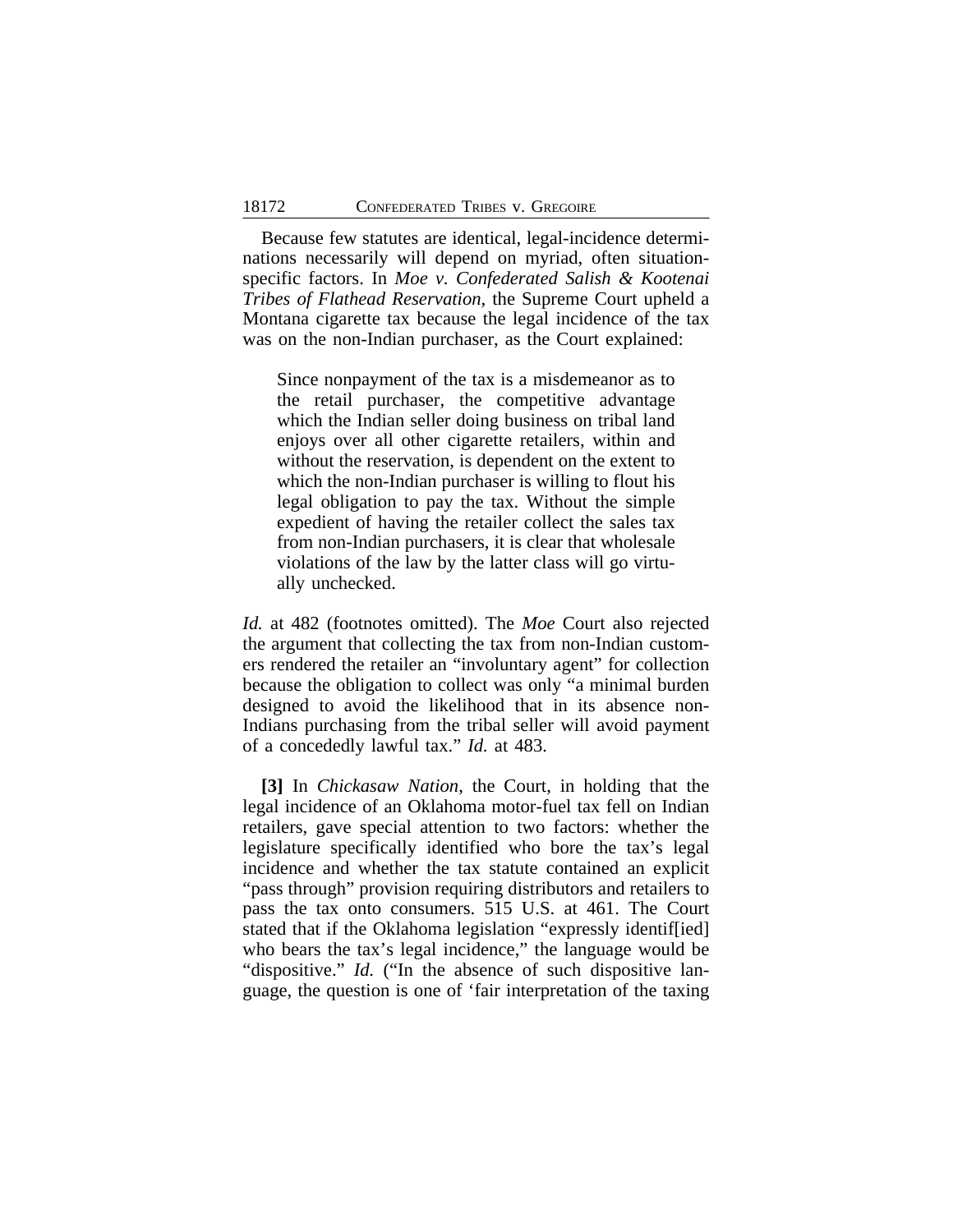Because few statutes are identical, legal-incidence determinations necessarily will depend on myriad, often situation-specific factors. In *Moe v. Confederated Salish & Kootenai Tribes of Flathead Reservation*, the Supreme Court upheld a Montana cigarette tax because the legal incidence of the tax was on the non-Indian purchaser, as the Court explained:

> Since nonpayment of the tax is a misdemeanor as to the retail purchaser, the competitive advantage which the Indian seller doing business on tribal land enjoys over all other cigarette retailers, within and without the reservation, is dependent on the extent to which the non-Indian purchaser is willing to flout his legal obligation to pay the tax. Without the simple expedient of having the retailer collect the sales tax from non-Indian purchasers, it is clear that wholesale violations of the law by the latter class will go virtually unchecked.

*Id.* at 482 (footnotes omitted). The *Moe* Court also rejected the argument that collecting the tax from non-Indian customers rendered the retailer an "involuntary agent" for collection because the obligation to collect was only "a minimal burden designed to avoid the likelihood that in its absence non-Indians purchasing from the tribal seller will avoid payment of a concededly lawful tax." *Id.* at 483.

**[3]** In *Chickasaw Nation*, the Court, in holding that the legal incidence of an Oklahoma motor-fuel tax fell on Indian retailers, gave special attention to two factors: whether the legislature specifically identified who bore the tax's legal incidence and whether the tax statute contained an explicit "pass through" provision requiring distributors and retailers to pass the tax onto consumers. 515 U.S. at 461. The Court stated that if the Oklahoma legislation "expressly identif[ied] who bears the tax's legal incidence," the language would be "dispositive." *Id.* ("In the absence of such dispositive language, the question is one of 'fair interpretation of the taxing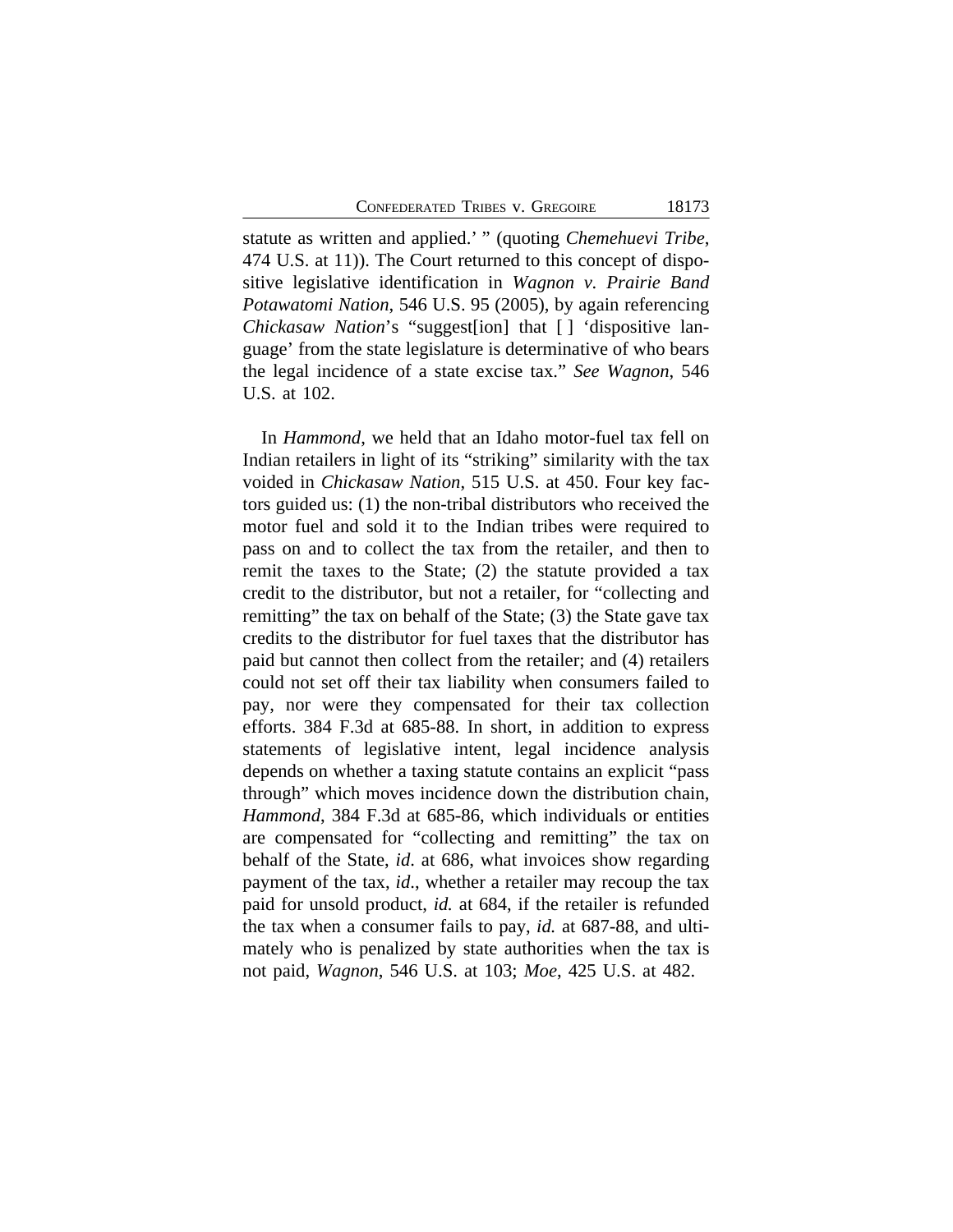statute as written and applied.' " (quoting *Chemehuevi Tribe*, 474 U.S. at 11)). The Court returned to this concept of dispositive legislative identification in *Wagnon v. Prairie Band Potawatomi Nation*, 546 U.S. 95 (2005), by again referencing *Chickasaw Nation*'s "suggest[ion] that [ ] 'dispositive language' from the state legislature is determinative of who bears the legal incidence of a state excise tax." *See Wagnon*, 546 U.S. at 102.

In *Hammond*, we held that an Idaho motor-fuel tax fell on Indian retailers in light of its "striking" similarity with the tax voided in *Chickasaw Nation*, 515 U.S. at 450. Four key factors guided us: (1) the non-tribal distributors who received the motor fuel and sold it to the Indian tribes were required to pass on and to collect the tax from the retailer, and then to remit the taxes to the State; (2) the statute provided a tax credit to the distributor, but not a retailer, for "collecting and remitting" the tax on behalf of the State; (3) the State gave tax credits to the distributor for fuel taxes that the distributor has paid but cannot then collect from the retailer; and (4) retailers could not set off their tax liability when consumers failed to pay, nor were they compensated for their tax collection efforts. 384 F.3d at 685-88. In short, in addition to express statements of legislative intent, legal incidence analysis depends on whether a taxing statute contains an explicit "pass through" which moves incidence down the distribution chain, *Hammond*, 384 F.3d at 685-86, which individuals or entities are compensated for "collecting and remitting" the tax on behalf of the State, *id*. at 686, what invoices show regarding payment of the tax, *id*., whether a retailer may recoup the tax paid for unsold product, *id.* at 684, if the retailer is refunded the tax when a consumer fails to pay, *id.* at 687-88, and ultimately who is penalized by state authorities when the tax is not paid, *Wagnon*, 546 U.S. at 103; *Moe*, 425 U.S. at 482.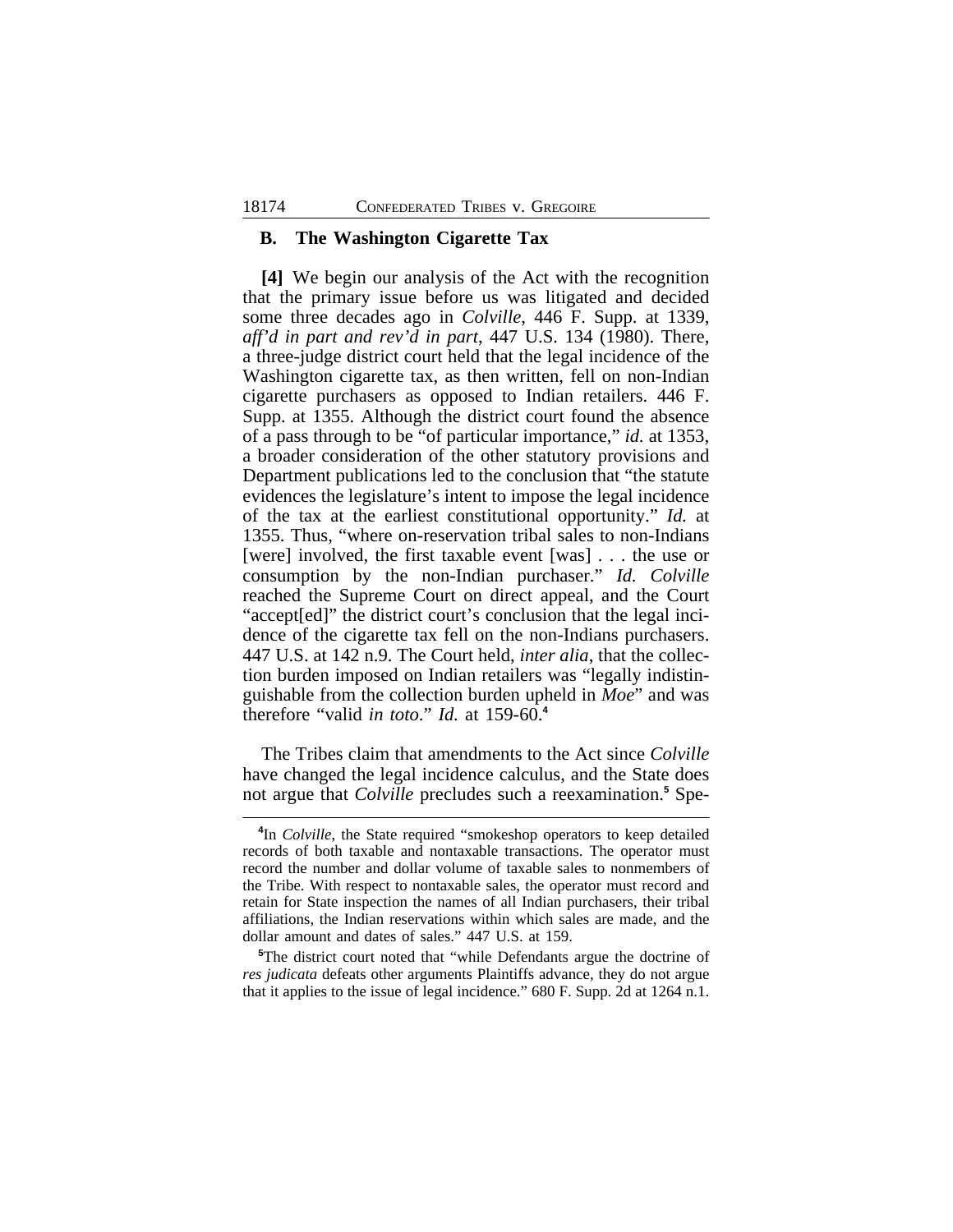### B. The Washington Cigarette Tax

**[4]** We begin our analysis of the Act with the recognition that the primary issue before us was litigated and decided some three decades ago in *Colville*, 446 F. Supp. at 1339, *aff'd in part and rev'd in part*, 447 U.S. 134 (1980). There, a three-judge district court held that the legal incidence of the Washington cigarette tax, as then written, fell on non-Indian cigarette purchasers as opposed to Indian retailers. 446 F. Supp. at 1355. Although the district court found the absence of a pass through to be "of particular importance," *id.* at 1353, a broader consideration of the other statutory provisions and Department publications led to the conclusion that "the statute evidences the legislature's intent to impose the legal incidence of the tax at the earliest constitutional opportunity." *Id.* at 1355. Thus, "where on-reservation tribal sales to non-Indians [were] involved, the first taxable event [was] . . . the use or consumption by the non-Indian purchaser." *Id. Colville* reached the Supreme Court on direct appeal, and the Court "accept[ed]" the district court's conclusion that the legal incidence of the cigarette tax fell on the non-Indians purchasers. 447 U.S. at 142 n.9. The Court held, *inter alia*, that the collection burden imposed on Indian retailers was "legally indistinguishable from the collection burden upheld in *Moe*" and was therefore "valid *in toto*." *Id.* at 159-60.[4]

The Tribes claim that amendments to the Act since *Colville* have changed the legal incidence calculus, and the State does not argue that *Colville* precludes such a reexamination.[5] Spe-

---

[4]In *Colville*, the State required "smokeshop operators to keep detailed records of both taxable and nontaxable transactions. The operator must record the number and dollar volume of taxable sales to nonmembers of the Tribe. With respect to nontaxable sales, the operator must record and retain for State inspection the names of all Indian purchasers, their tribal affiliations, the Indian reservations within which sales are made, and the dollar amount and dates of sales." 447 U.S. at 159.

[5]The district court noted that "while Defendants argue the doctrine of *res judicata* defeats other arguments Plaintiffs advance, they do not argue that it applies to the issue of legal incidence." 680 F. Supp. 2d at 1264 n.1.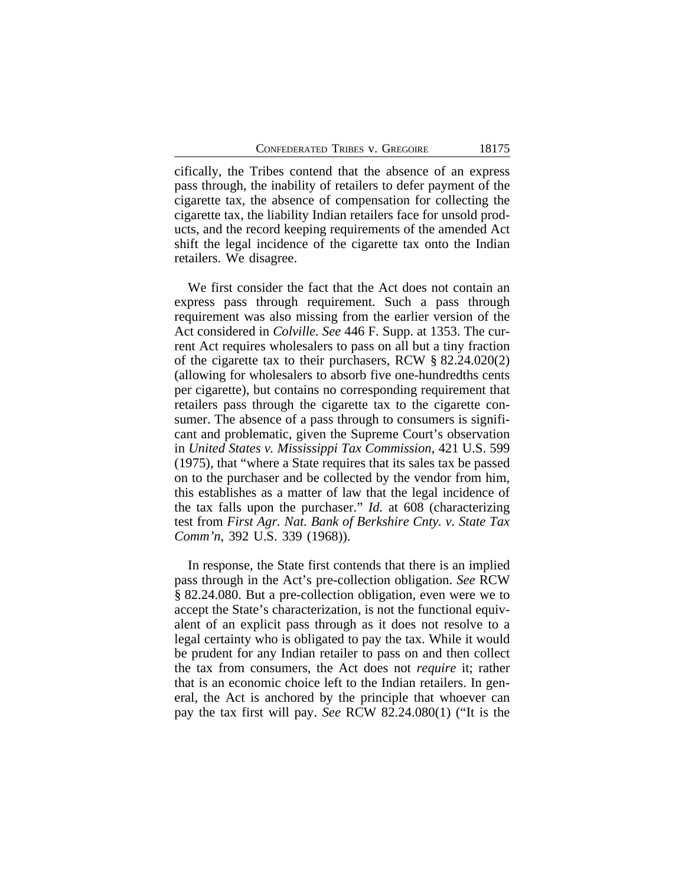cifically, the Tribes contend that the absence of an express pass through, the inability of retailers to defer payment of the cigarette tax, the absence of compensation for collecting the cigarette tax, the liability Indian retailers face for unsold products, and the record keeping requirements of the amended Act shift the legal incidence of the cigarette tax onto the Indian retailers. We disagree.

We first consider the fact that the Act does not contain an express pass through requirement. Such a pass through requirement was also missing from the earlier version of the Act considered in *Colville*. *See* 446 F. Supp. at 1353. The current Act requires wholesalers to pass on all but a tiny fraction of the cigarette tax to their purchasers, RCW § 82.24.020(2) (allowing for wholesalers to absorb five one-hundredths cents per cigarette), but contains no corresponding requirement that retailers pass through the cigarette tax to the cigarette consumer. The absence of a pass through to consumers is significant and problematic, given the Supreme Court's observation in *United States v. Mississippi Tax Commission*, 421 U.S. 599 (1975), that "where a State requires that its sales tax be passed on to the purchaser and be collected by the vendor from him, this establishes as a matter of law that the legal incidence of the tax falls upon the purchaser." *Id.* at 608 (characterizing test from *First Agr. Nat. Bank of Berkshire Cnty. v. State Tax Comm'n*, 392 U.S. 339 (1968)).

In response, the State first contends that there is an implied pass through in the Act's pre-collection obligation. *See* RCW § 82.24.080. But a pre-collection obligation, even were we to accept the State's characterization, is not the functional equivalent of an explicit pass through as it does not resolve to a legal certainty who is obligated to pay the tax. While it would be prudent for any Indian retailer to pass on and then collect the tax from consumers, the Act does not *require* it; rather that is an economic choice left to the Indian retailers. In general, the Act is anchored by the principle that whoever can pay the tax first will pay. *See* RCW 82.24.080(1) ("It is the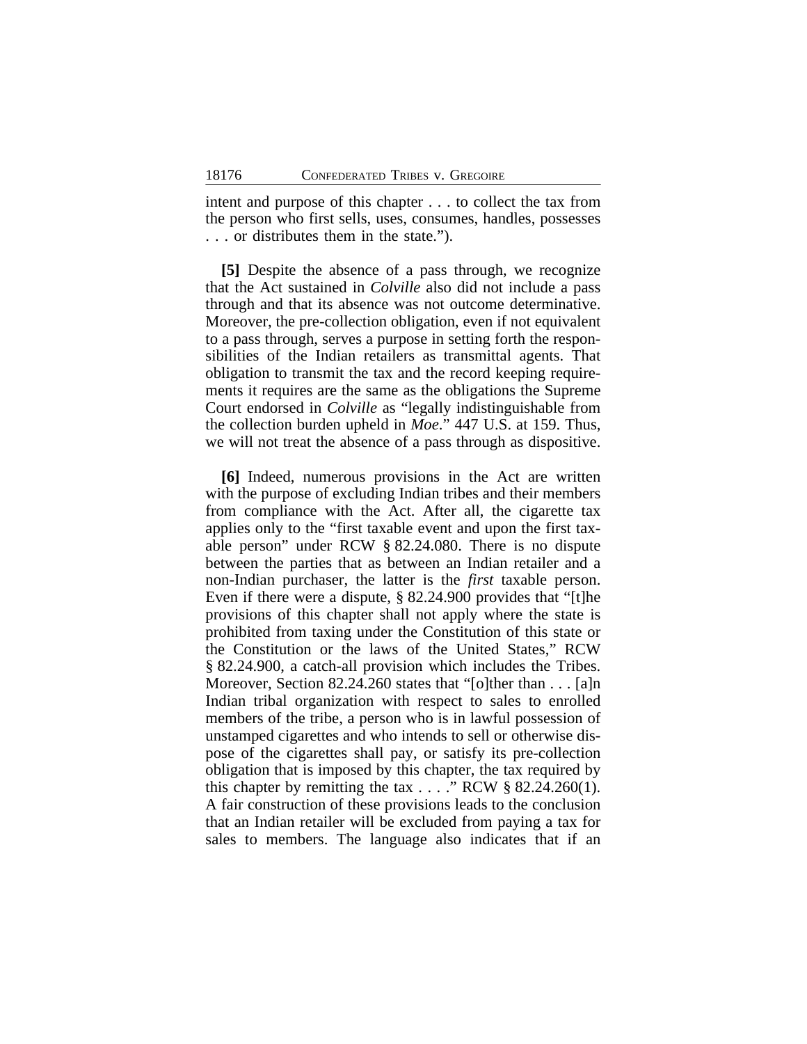intent and purpose of this chapter . . . to collect the tax from the person who first sells, uses, consumes, handles, possesses . . . or distributes them in the state.").

**[5]** Despite the absence of a pass through, we recognize that the Act sustained in *Colville* also did not include a pass through and that its absence was not outcome determinative. Moreover, the pre-collection obligation, even if not equivalent to a pass through, serves a purpose in setting forth the responsibilities of the Indian retailers as transmittal agents. That obligation to transmit the tax and the record keeping requirements it requires are the same as the obligations the Supreme Court endorsed in *Colville* as "legally indistinguishable from the collection burden upheld in *Moe*." 447 U.S. at 159. Thus, we will not treat the absence of a pass through as dispositive.

**[6]** Indeed, numerous provisions in the Act are written with the purpose of excluding Indian tribes and their members from compliance with the Act. After all, the cigarette tax applies only to the "first taxable event and upon the first taxable person" under RCW § 82.24.080. There is no dispute between the parties that as between an Indian retailer and a non-Indian purchaser, the latter is the *first* taxable person. Even if there were a dispute, § 82.24.900 provides that "[t]he provisions of this chapter shall not apply where the state is prohibited from taxing under the Constitution of this state or the Constitution or the laws of the United States," RCW § 82.24.900, a catch-all provision which includes the Tribes. Moreover, Section 82.24.260 states that "[o]ther than . . . [a]n Indian tribal organization with respect to sales to enrolled members of the tribe, a person who is in lawful possession of unstamped cigarettes and who intends to sell or otherwise dispose of the cigarettes shall pay, or satisfy its pre-collection obligation that is imposed by this chapter, the tax required by this chapter by remitting the tax . . . ." RCW § 82.24.260(1). A fair construction of these provisions leads to the conclusion that an Indian retailer will be excluded from paying a tax for sales to members. The language also indicates that if an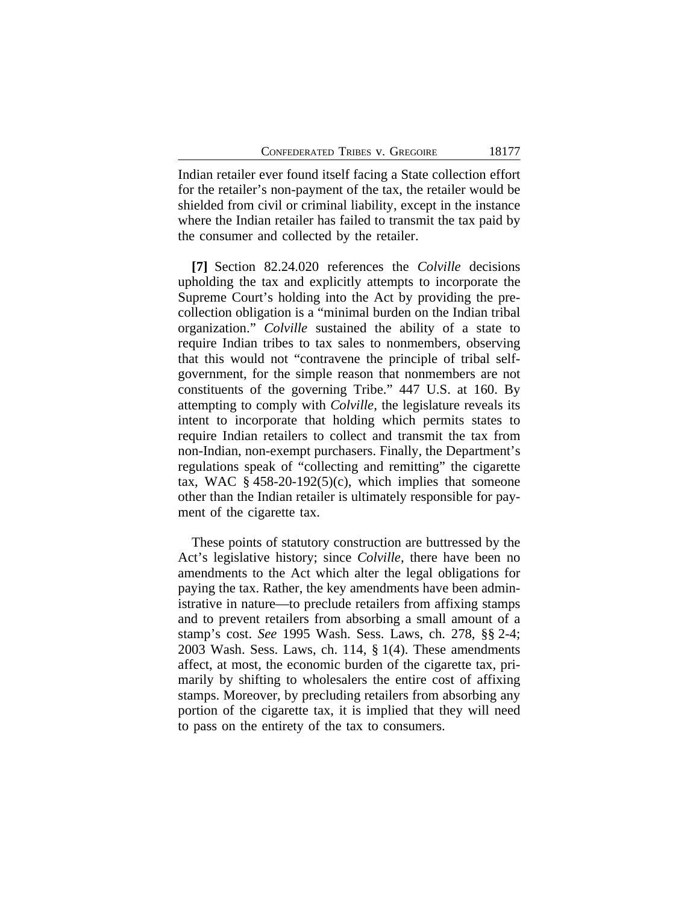Indian retailer ever found itself facing a State collection effort for the retailer's non-payment of the tax, the retailer would be shielded from civil or criminal liability, except in the instance where the Indian retailer has failed to transmit the tax paid by the consumer and collected by the retailer.

**[7]** Section 82.24.020 references the *Colville* decisions upholding the tax and explicitly attempts to incorporate the Supreme Court's holding into the Act by providing the pre-collection obligation is a "minimal burden on the Indian tribal organization." *Colville* sustained the ability of a state to require Indian tribes to tax sales to nonmembers, observing that this would not "contravene the principle of tribal self-government, for the simple reason that nonmembers are not constituents of the governing Tribe." 447 U.S. at 160. By attempting to comply with *Colville*, the legislature reveals its intent to incorporate that holding which permits states to require Indian retailers to collect and transmit the tax from non-Indian, non-exempt purchasers. Finally, the Department's regulations speak of "collecting and remitting" the cigarette tax, WAC § 458-20-192(5)(c), which implies that someone other than the Indian retailer is ultimately responsible for payment of the cigarette tax.

These points of statutory construction are buttressed by the Act's legislative history; since *Colville*, there have been no amendments to the Act which alter the legal obligations for paying the tax. Rather, the key amendments have been administrative in nature—to preclude retailers from affixing stamps and to prevent retailers from absorbing a small amount of a stamp's cost. *See* 1995 Wash. Sess. Laws, ch. 278, §§ 2-4; 2003 Wash. Sess. Laws, ch. 114, § 1(4). These amendments affect, at most, the economic burden of the cigarette tax, primarily by shifting to wholesalers the entire cost of affixing stamps. Moreover, by precluding retailers from absorbing any portion of the cigarette tax, it is implied that they will need to pass on the entirety of the tax to consumers.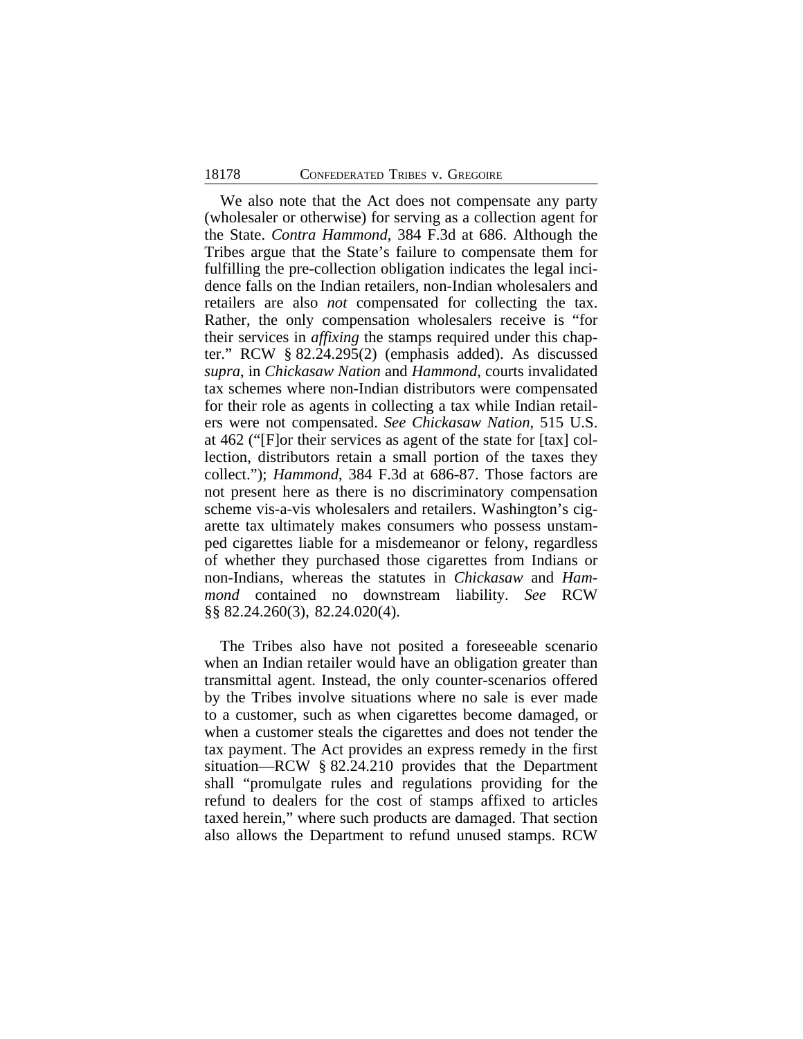We also note that the Act does not compensate any party (wholesaler or otherwise) for serving as a collection agent for the State. *Contra Hammond*, 384 F.3d at 686. Although the Tribes argue that the State's failure to compensate them for fulfilling the pre-collection obligation indicates the legal incidence falls on the Indian retailers, non-Indian wholesalers and retailers are also *not* compensated for collecting the tax. Rather, the only compensation wholesalers receive is "for their services in *affixing* the stamps required under this chapter." RCW § 82.24.295(2) (emphasis added). As discussed *supra*, in *Chickasaw Nation* and *Hammond*, courts invalidated tax schemes where non-Indian distributors were compensated for their role as agents in collecting a tax while Indian retailers were not compensated. *See Chickasaw Nation*, 515 U.S. at 462 ("[F]or their services as agent of the state for [tax] collection, distributors retain a small portion of the taxes they collect."); *Hammond*, 384 F.3d at 686-87. Those factors are not present here as there is no discriminatory compensation scheme vis-a-vis wholesalers and retailers. Washington's cigarette tax ultimately makes consumers who possess unstamped cigarettes liable for a misdemeanor or felony, regardless of whether they purchased those cigarettes from Indians or non-Indians, whereas the statutes in *Chickasaw* and *Hammond* contained no downstream liability. *See* RCW §§ 82.24.260(3), 82.24.020(4).

The Tribes also have not posited a foreseeable scenario when an Indian retailer would have an obligation greater than transmittal agent. Instead, the only counter-scenarios offered by the Tribes involve situations where no sale is ever made to a customer, such as when cigarettes become damaged, or when a customer steals the cigarettes and does not tender the tax payment. The Act provides an express remedy in the first situation—RCW § 82.24.210 provides that the Department shall "promulgate rules and regulations providing for the refund to dealers for the cost of stamps affixed to articles taxed herein," where such products are damaged. That section also allows the Department to refund unused stamps. RCW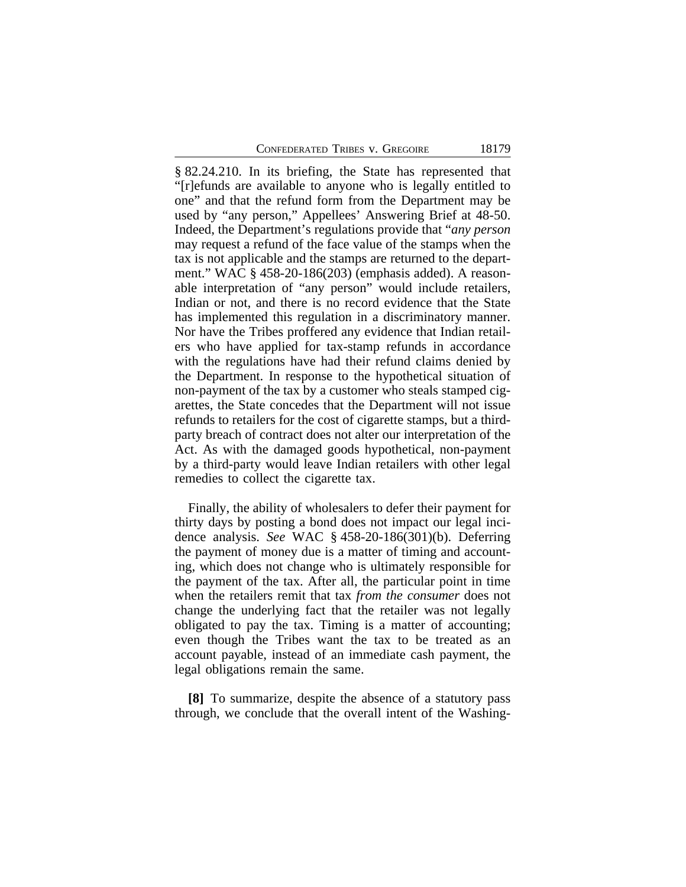§ 82.24.210. In its briefing, the State has represented that "[r]efunds are available to anyone who is legally entitled to one" and that the refund form from the Department may be used by "any person," Appellees' Answering Brief at 48-50. Indeed, the Department's regulations provide that "*any person* may request a refund of the face value of the stamps when the tax is not applicable and the stamps are returned to the department." WAC § 458-20-186(203) (emphasis added). A reasonable interpretation of "any person" would include retailers, Indian or not, and there is no record evidence that the State has implemented this regulation in a discriminatory manner. Nor have the Tribes proffered any evidence that Indian retailers who have applied for tax-stamp refunds in accordance with the regulations have had their refund claims denied by the Department. In response to the hypothetical situation of non-payment of the tax by a customer who steals stamped cigarettes, the State concedes that the Department will not issue refunds to retailers for the cost of cigarette stamps, but a third-party breach of contract does not alter our interpretation of the Act. As with the damaged goods hypothetical, non-payment by a third-party would leave Indian retailers with other legal remedies to collect the cigarette tax.

Finally, the ability of wholesalers to defer their payment for thirty days by posting a bond does not impact our legal incidence analysis. *See* WAC § 458-20-186(301)(b). Deferring the payment of money due is a matter of timing and accounting, which does not change who is ultimately responsible for the payment of the tax. After all, the particular point in time when the retailers remit that tax *from the consumer* does not change the underlying fact that the retailer was not legally obligated to pay the tax. Timing is a matter of accounting; even though the Tribes want the tax to be treated as an account payable, instead of an immediate cash payment, the legal obligations remain the same.

**[8]** To summarize, despite the absence of a statutory pass through, we conclude that the overall intent of the Washing-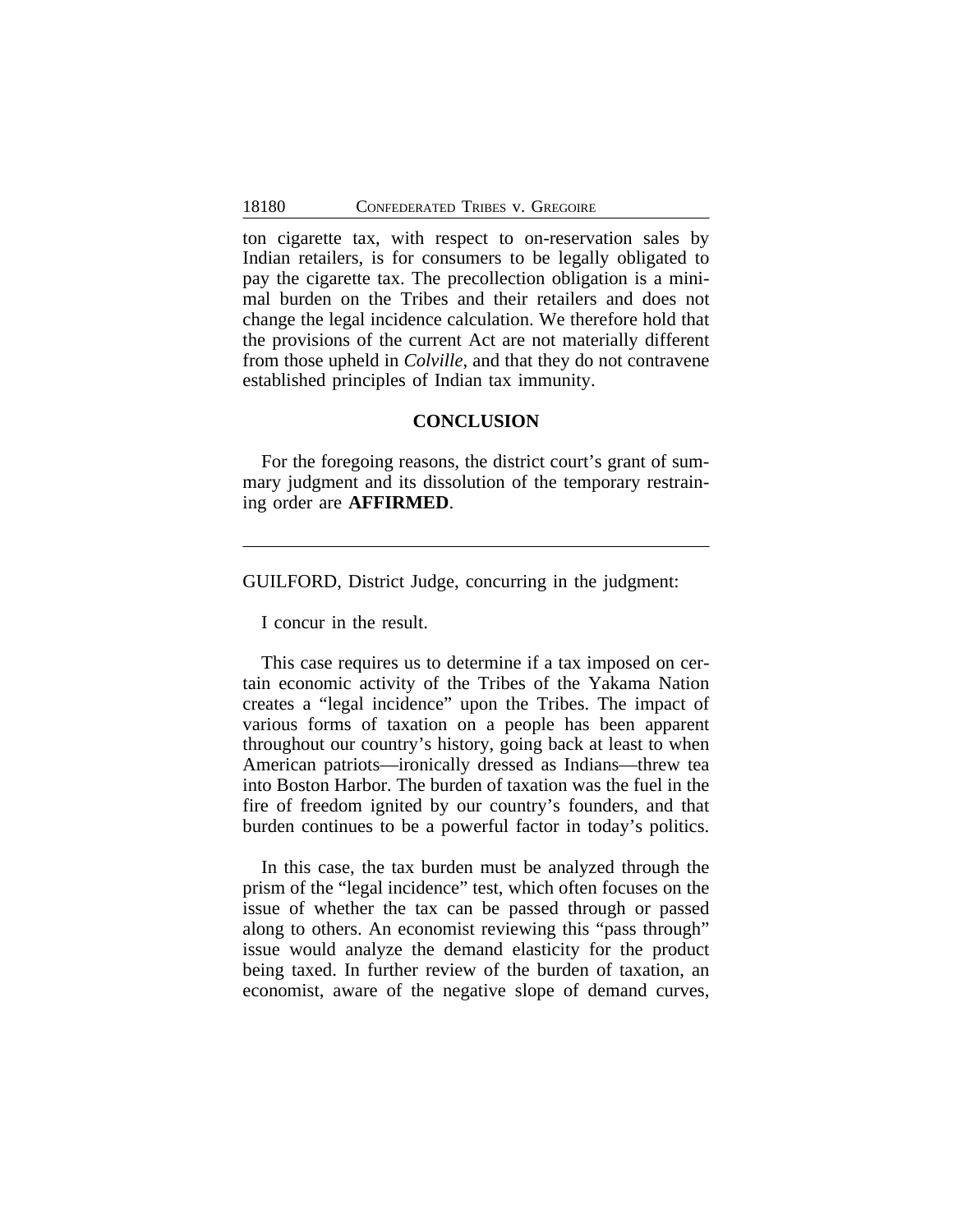ton cigarette tax, with respect to on-reservation sales by Indian retailers, is for consumers to be legally obligated to pay the cigarette tax. The precollection obligation is a minimal burden on the Tribes and their retailers and does not change the legal incidence calculation. We therefore hold that the provisions of the current Act are not materially different from those upheld in *Colville*, and that they do not contravene established principles of Indian tax immunity.

## CONCLUSION

For the foregoing reasons, the district court's grant of summary judgment and its dissolution of the temporary restraining order are **AFFIRMED**.

---

GUILFORD, District Judge, concurring in the judgment:

I concur in the result.

This case requires us to determine if a tax imposed on certain economic activity of the Tribes of the Yakama Nation creates a "legal incidence" upon the Tribes. The impact of various forms of taxation on a people has been apparent throughout our country's history, going back at least to when American patriots—ironically dressed as Indians—threw tea into Boston Harbor. The burden of taxation was the fuel in the fire of freedom ignited by our country's founders, and that burden continues to be a powerful factor in today's politics.

In this case, the tax burden must be analyzed through the prism of the "legal incidence" test, which often focuses on the issue of whether the tax can be passed through or passed along to others. An economist reviewing this "pass through" issue would analyze the demand elasticity for the product being taxed. In further review of the burden of taxation, an economist, aware of the negative slope of demand curves,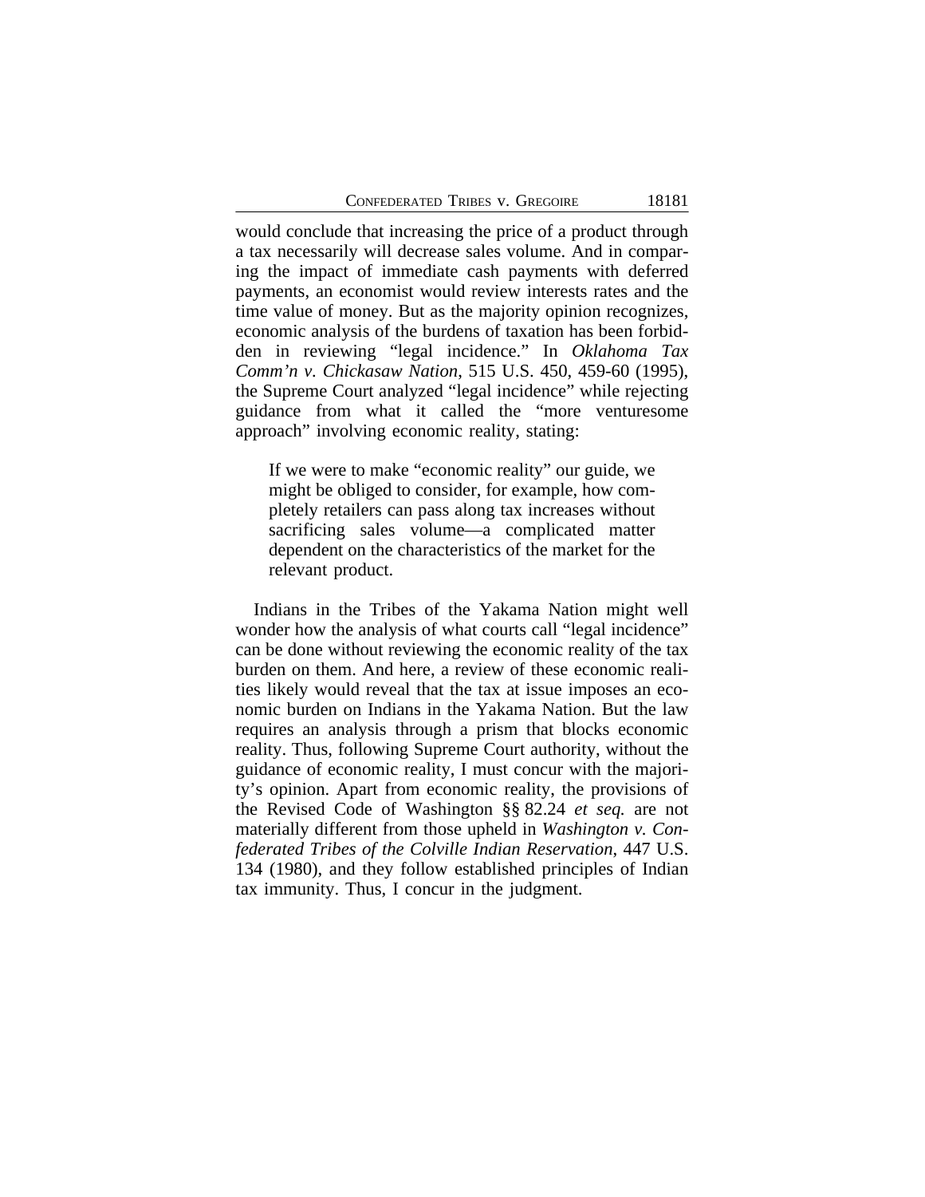would conclude that increasing the price of a product through a tax necessarily will decrease sales volume. And in comparing the impact of immediate cash payments with deferred payments, an economist would review interests rates and the time value of money. But as the majority opinion recognizes, economic analysis of the burdens of taxation has been forbidden in reviewing "legal incidence." In *Oklahoma Tax Comm'n v. Chickasaw Nation*, 515 U.S. 450, 459-60 (1995), the Supreme Court analyzed "legal incidence" while rejecting guidance from what it called the "more venturesome approach" involving economic reality, stating:

> If we were to make "economic reality" our guide, we might be obliged to consider, for example, how completely retailers can pass along tax increases without sacrificing sales volume—a complicated matter dependent on the characteristics of the market for the relevant product.

Indians in the Tribes of the Yakama Nation might well wonder how the analysis of what courts call "legal incidence" can be done without reviewing the economic reality of the tax burden on them. And here, a review of these economic realities likely would reveal that the tax at issue imposes an economic burden on Indians in the Yakama Nation. But the law requires an analysis through a prism that blocks economic reality. Thus, following Supreme Court authority, without the guidance of economic reality, I must concur with the majority's opinion. Apart from economic reality, the provisions of the Revised Code of Washington §§ 82.24 *et seq.* are not materially different from those upheld in *Washington v. Confederated Tribes of the Colville Indian Reservation*, 447 U.S. 134 (1980), and they follow established principles of Indian tax immunity. Thus, I concur in the judgment.